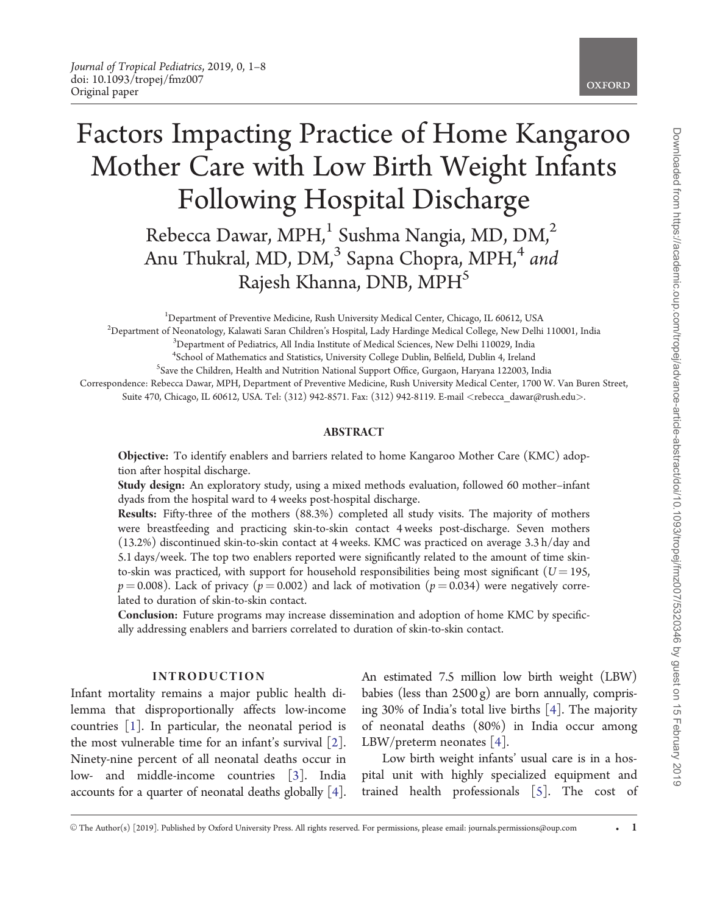*Journal of Tropical Pediatrics*, 2019, 0, 1–8
doi: 10.1093/tropej/fmz007
Original paper

# Factors Impacting Practice of Home Kangaroo Mother Care with Low Birth Weight Infants Following Hospital Discharge

Rebecca Dawar, MPH,[1] Sushma Nangia, MD, DM,[2] Anu Thukral, MD, DM,[3] Sapna Chopra, MPH,[4] *and* Rajesh Khanna, DNB, MPH[5]

[1]Department of Preventive Medicine, Rush University Medical Center, Chicago, IL 60612, USA
[2]Department of Neonatology, Kalawati Saran Children's Hospital, Lady Hardinge Medical College, New Delhi 110001, India
[3]Department of Pediatrics, All India Institute of Medical Sciences, New Delhi 110029, India
[4]School of Mathematics and Statistics, University College Dublin, Belfield, Dublin 4, Ireland
[5]Save the Children, Health and Nutrition National Support Office, Gurgaon, Haryana 122003, India
Correspondence: Rebecca Dawar, MPH, Department of Preventive Medicine, Rush University Medical Center, 1700 W. Van Buren Street, Suite 470, Chicago, IL 60612, USA. Tel: (312) 942-8571. Fax: (312) 942-8119. E-mail <rebecca_dawar@rush.edu>.

## ABSTRACT

**Objective:** To identify enablers and barriers related to home Kangaroo Mother Care (KMC) adoption after hospital discharge.

**Study design:** An exploratory study, using a mixed methods evaluation, followed 60 mother–infant dyads from the hospital ward to 4 weeks post-hospital discharge.

**Results:** Fifty-three of the mothers (88.3%) completed all study visits. The majority of mothers were breastfeeding and practicing skin-to-skin contact 4 weeks post-discharge. Seven mothers (13.2%) discontinued skin-to-skin contact at 4 weeks. KMC was practiced on average 3.3 h/day and 5.1 days/week. The top two enablers reported were significantly related to the amount of time skin-to-skin was practiced, with support for household responsibilities being most significant ($U = 195$, $p = 0.008$). Lack of privacy ($p = 0.002$) and lack of motivation ($p = 0.034$) were negatively correlated to duration of skin-to-skin contact.

**Conclusion:** Future programs may increase dissemination and adoption of home KMC by specifically addressing enablers and barriers correlated to duration of skin-to-skin contact.

## INTRODUCTION

Infant mortality remains a major public health dilemma that disproportionally affects low-income countries [1]. In particular, the neonatal period is the most vulnerable time for an infant's survival [2]. Ninety-nine percent of all neonatal deaths occur in low- and middle-income countries [3]. India accounts for a quarter of neonatal deaths globally [4]. An estimated 7.5 million low birth weight (LBW) babies (less than 2500 g) are born annually, comprising 30% of India's total live births [4]. The majority of neonatal deaths (80%) in India occur among LBW/preterm neonates [4].

Low birth weight infants' usual care is in a hospital unit with highly specialized equipment and trained health professionals [5]. The cost of

© The Author(s) [2019]. Published by Oxford University Press. All rights reserved. For permissions, please email: journals.permissions@oup.com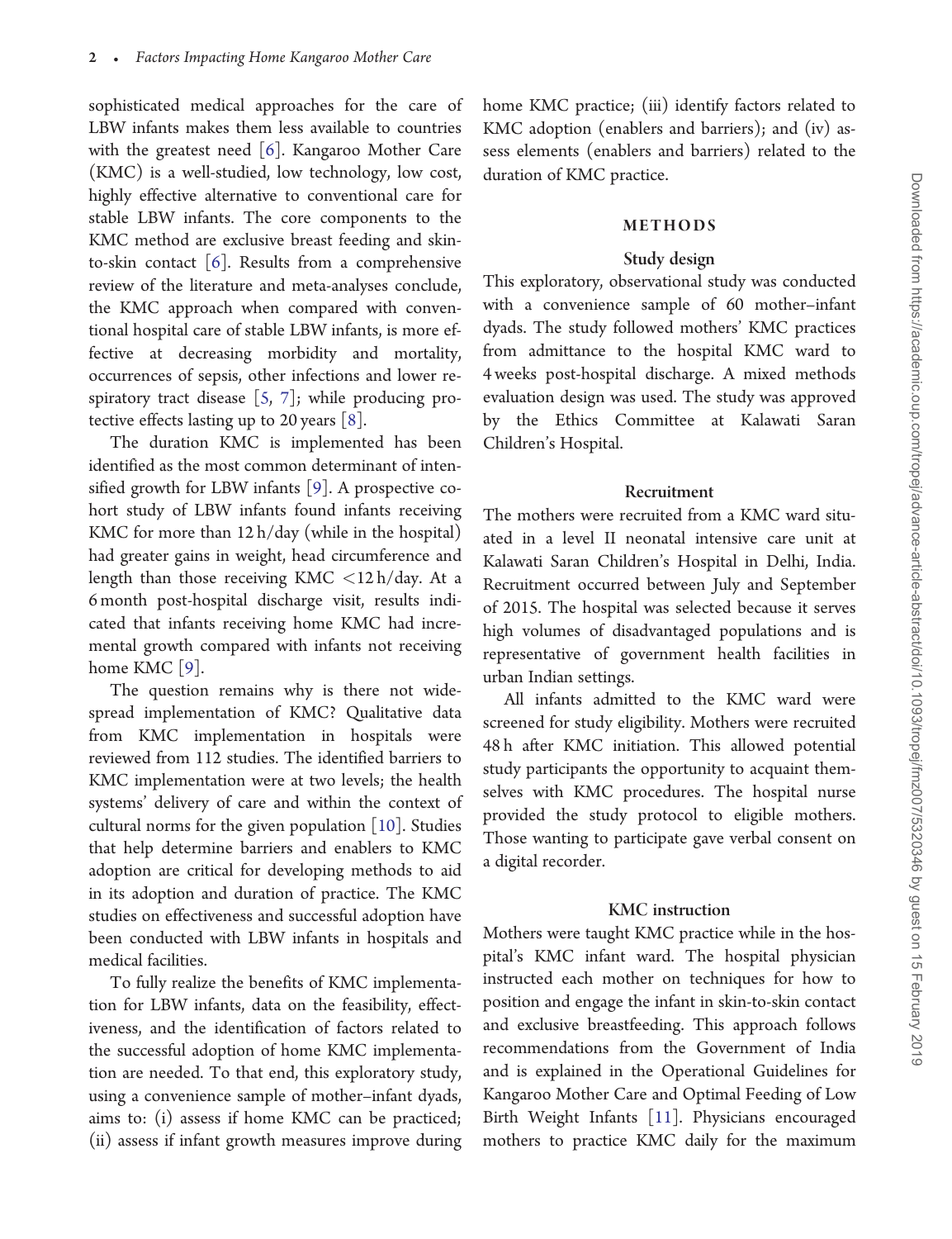sophisticated medical approaches for the care of LBW infants makes them less available to countries with the greatest need [6]. Kangaroo Mother Care (KMC) is a well-studied, low technology, low cost, highly effective alternative to conventional care for stable LBW infants. The core components to the KMC method are exclusive breast feeding and skin-to-skin contact [6]. Results from a comprehensive review of the literature and meta-analyses conclude, the KMC approach when compared with conventional hospital care of stable LBW infants, is more effective at decreasing morbidity and mortality, occurrences of sepsis, other infections and lower respiratory tract disease [5, 7]; while producing protective effects lasting up to 20 years [8].

The duration KMC is implemented has been identified as the most common determinant of intensified growth for LBW infants [9]. A prospective cohort study of LBW infants found infants receiving KMC for more than 12 h/day (while in the hospital) had greater gains in weight, head circumference and length than those receiving KMC <12 h/day. At a 6 month post-hospital discharge visit, results indicated that infants receiving home KMC had incremental growth compared with infants not receiving home KMC [9].

The question remains why is there not widespread implementation of KMC? Qualitative data from KMC implementation in hospitals were reviewed from 112 studies. The identified barriers to KMC implementation were at two levels; the health systems' delivery of care and within the context of cultural norms for the given population [10]. Studies that help determine barriers and enablers to KMC adoption are critical for developing methods to aid in its adoption and duration of practice. The KMC studies on effectiveness and successful adoption have been conducted with LBW infants in hospitals and medical facilities.

To fully realize the benefits of KMC implementation for LBW infants, data on the feasibility, effectiveness, and the identification of factors related to the successful adoption of home KMC implementation are needed. To that end, this exploratory study, using a convenience sample of mother–infant dyads, aims to: (i) assess if home KMC can be practiced; (ii) assess if infant growth measures improve during home KMC practice; (iii) identify factors related to KMC adoption (enablers and barriers); and (iv) assess elements (enablers and barriers) related to the duration of KMC practice.

## METHODS

### Study design

This exploratory, observational study was conducted with a convenience sample of 60 mother–infant dyads. The study followed mothers' KMC practices from admittance to the hospital KMC ward to 4 weeks post-hospital discharge. A mixed methods evaluation design was used. The study was approved by the Ethics Committee at Kalawati Saran Children's Hospital.

### Recruitment

The mothers were recruited from a KMC ward situated in a level II neonatal intensive care unit at Kalawati Saran Children's Hospital in Delhi, India. Recruitment occurred between July and September of 2015. The hospital was selected because it serves high volumes of disadvantaged populations and is representative of government health facilities in urban Indian settings.

All infants admitted to the KMC ward were screened for study eligibility. Mothers were recruited 48 h after KMC initiation. This allowed potential study participants the opportunity to acquaint themselves with KMC procedures. The hospital nurse provided the study protocol to eligible mothers. Those wanting to participate gave verbal consent on a digital recorder.

### KMC instruction

Mothers were taught KMC practice while in the hospital's KMC infant ward. The hospital physician instructed each mother on techniques for how to position and engage the infant in skin-to-skin contact and exclusive breastfeeding. This approach follows recommendations from the Government of India and is explained in the Operational Guidelines for Kangaroo Mother Care and Optimal Feeding of Low Birth Weight Infants [11]. Physicians encouraged mothers to practice KMC daily for the maximum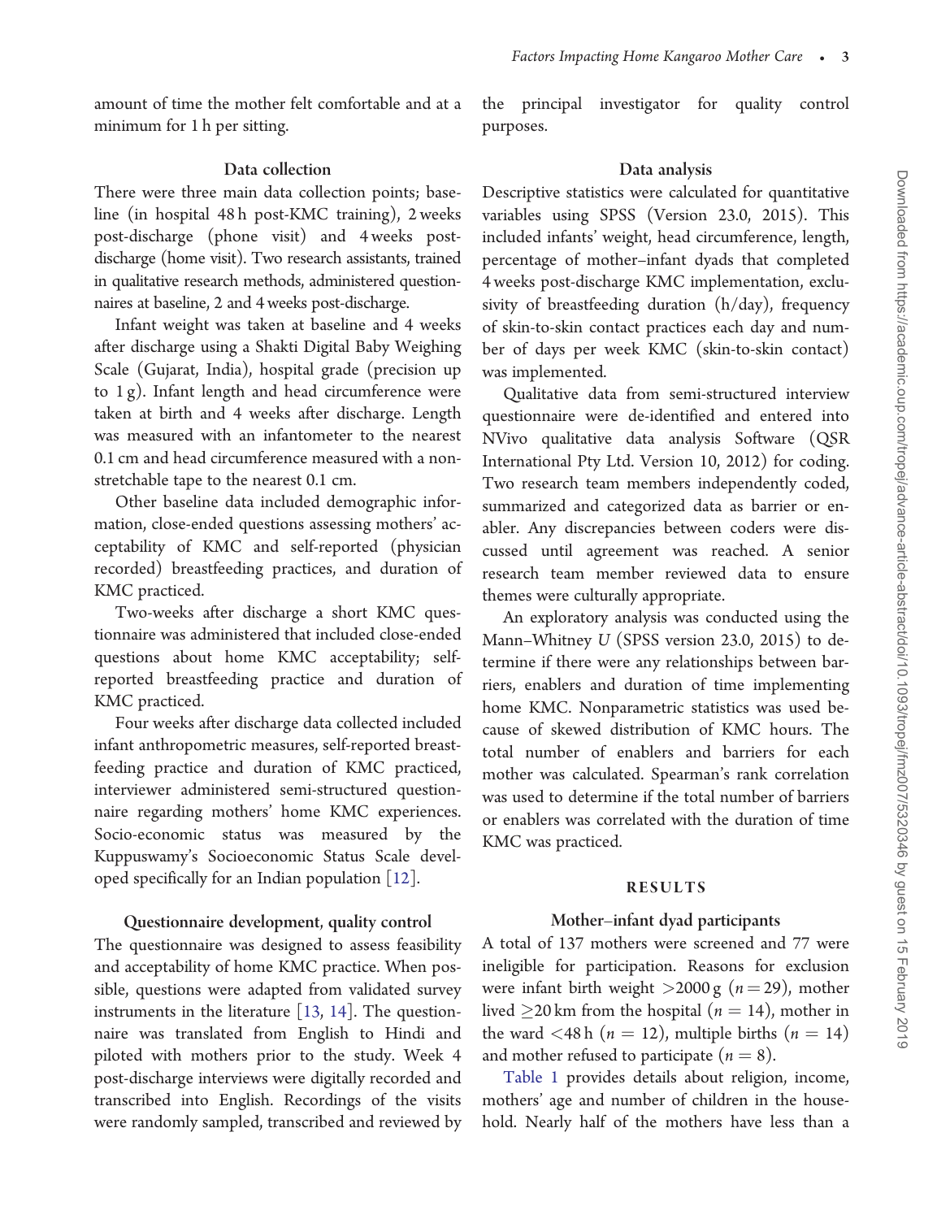amount of time the mother felt comfortable and at a minimum for 1 h per sitting.

### Data collection

There were three main data collection points; baseline (in hospital 48 h post-KMC training), 2 weeks post-discharge (phone visit) and 4 weeks post-discharge (home visit). Two research assistants, trained in qualitative research methods, administered questionnaires at baseline, 2 and 4 weeks post-discharge.

Infant weight was taken at baseline and 4 weeks after discharge using a Shakti Digital Baby Weighing Scale (Gujarat, India), hospital grade (precision up to 1 g). Infant length and head circumference were taken at birth and 4 weeks after discharge. Length was measured with an infantometer to the nearest 0.1 cm and head circumference measured with a non-stretchable tape to the nearest 0.1 cm.

Other baseline data included demographic information, close-ended questions assessing mothers' acceptability of KMC and self-reported (physician recorded) breastfeeding practices, and duration of KMC practiced.

Two-weeks after discharge a short KMC questionnaire was administered that included close-ended questions about home KMC acceptability; self-reported breastfeeding practice and duration of KMC practiced.

Four weeks after discharge data collected included infant anthropometric measures, self-reported breastfeeding practice and duration of KMC practiced, interviewer administered semi-structured questionnaire regarding mothers' home KMC experiences. Socio-economic status was measured by the Kuppuswamy's Socioeconomic Status Scale developed specifically for an Indian population [12].

### Questionnaire development, quality control

The questionnaire was designed to assess feasibility and acceptability of home KMC practice. When possible, questions were adapted from validated survey instruments in the literature [13, 14]. The questionnaire was translated from English to Hindi and piloted with mothers prior to the study. Week 4 post-discharge interviews were digitally recorded and transcribed into English. Recordings of the visits were randomly sampled, transcribed and reviewed by the principal investigator for quality control purposes.

### Data analysis

Descriptive statistics were calculated for quantitative variables using SPSS (Version 23.0, 2015). This included infants' weight, head circumference, length, percentage of mother–infant dyads that completed 4 weeks post-discharge KMC implementation, exclusivity of breastfeeding duration (h/day), frequency of skin-to-skin contact practices each day and number of days per week KMC (skin-to-skin contact) was implemented.

Qualitative data from semi-structured interview questionnaire were de-identified and entered into NVivo qualitative data analysis Software (QSR International Pty Ltd. Version 10, 2012) for coding. Two research team members independently coded, summarized and categorized data as barrier or enabler. Any discrepancies between coders were discussed until agreement was reached. A senior research team member reviewed data to ensure themes were culturally appropriate.

An exploratory analysis was conducted using the Mann–Whitney *U* (SPSS version 23.0, 2015) to determine if there were any relationships between barriers, enablers and duration of time implementing home KMC. Nonparametric statistics was used because of skewed distribution of KMC hours. The total number of enablers and barriers for each mother was calculated. Spearman's rank correlation was used to determine if the total number of barriers or enablers was correlated with the duration of time KMC was practiced.

## RESULTS

### Mother–infant dyad participants

A total of 137 mothers were screened and 77 were ineligible for participation. Reasons for exclusion were infant birth weight $>2000$ g ($n = 29$), mother lived $\geq 20$ km from the hospital ($n = 14$), mother in the ward $<48$ h ($n = 12$), multiple births ($n = 14$) and mother refused to participate ($n = 8$).

Table 1 provides details about religion, income, mothers' age and number of children in the household. Nearly half of the mothers have less than a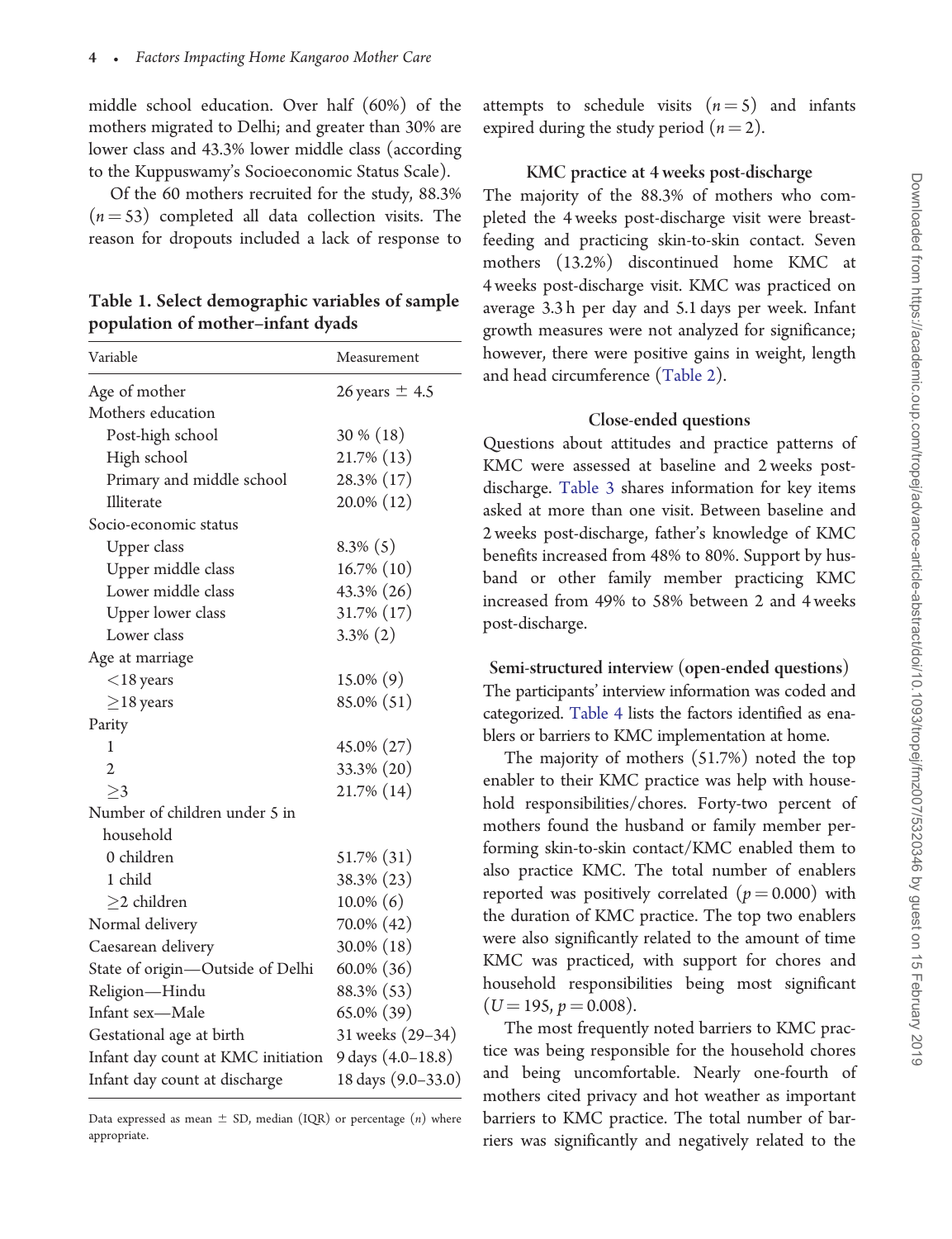middle school education. Over half (60%) of the mothers migrated to Delhi; and greater than 30% are lower class and 43.3% lower middle class (according to the Kuppuswamy's Socioeconomic Status Scale).

Of the 60 mothers recruited for the study, 88.3% ($n = 53$) completed all data collection visits. The reason for dropouts included a lack of response to attempts to schedule visits ($n = 5$) and infants expired during the study period ($n = 2$).

**Table 1. Select demographic variables of sample population of mother–infant dyads**

| Variable | Measurement |
|---|---|
| Age of mother | 26 years ± 4.5 |
| Mothers education | |
| Post-high school | 30 % (18) |
| High school | 21.7% (13) |
| Primary and middle school | 28.3% (17) |
| Illiterate | 20.0% (12) |
| Socio-economic status | |
| Upper class | 8.3% (5) |
| Upper middle class | 16.7% (10) |
| Lower middle class | 43.3% (26) |
| Upper lower class | 31.7% (17) |
| Lower class | 3.3% (2) |
| Age at marriage | |
| <18 years | 15.0% (9) |
| ≥18 years | 85.0% (51) |
| Parity | |
| 1 | 45.0% (27) |
| 2 | 33.3% (20) |
| ≥3 | 21.7% (14) |
| Number of children under 5 in household | |
| 0 children | 51.7% (31) |
| 1 child | 38.3% (23) |
| ≥2 children | 10.0% (6) |
| Normal delivery | 70.0% (42) |
| Caesarean delivery | 30.0% (18) |
| State of origin—Outside of Delhi | 60.0% (36) |
| Religion—Hindu | 88.3% (53) |
| Infant sex—Male | 65.0% (39) |
| Gestational age at birth | 31 weeks (29–34) |
| Infant day count at KMC initiation | 9 days (4.0–18.8) |
| Infant day count at discharge | 18 days (9.0–33.0) |

Data expressed as mean ± SD, median (IQR) or percentage ($n$) where appropriate.

### KMC practice at 4 weeks post-discharge

The majority of the 88.3% of mothers who completed the 4 weeks post-discharge visit were breastfeeding and practicing skin-to-skin contact. Seven mothers (13.2%) discontinued home KMC at 4 weeks post-discharge visit. KMC was practiced on average 3.3 h per day and 5.1 days per week. Infant growth measures were not analyzed for significance; however, there were positive gains in weight, length and head circumference (Table 2).

### Close-ended questions

Questions about attitudes and practice patterns of KMC were assessed at baseline and 2 weeks post-discharge. Table 3 shares information for key items asked at more than one visit. Between baseline and 2 weeks post-discharge, father's knowledge of KMC benefits increased from 48% to 80%. Support by husband or other family member practicing KMC increased from 49% to 58% between 2 and 4 weeks post-discharge.

### Semi-structured interview (open-ended questions)

The participants' interview information was coded and categorized. Table 4 lists the factors identified as enablers or barriers to KMC implementation at home.

The majority of mothers (51.7%) noted the top enabler to their KMC practice was help with household responsibilities/chores. Forty-two percent of mothers found the husband or family member performing skin-to-skin contact/KMC enabled them to also practice KMC. The total number of enablers reported was positively correlated ($p = 0.000$) with the duration of KMC practice. The top two enablers were also significantly related to the amount of time KMC was practiced, with support for chores and household responsibilities being most significant ($U = 195$, $p = 0.008$).

The most frequently noted barriers to KMC practice was being responsible for the household chores and being uncomfortable. Nearly one-fourth of mothers cited privacy and hot weather as important barriers to KMC practice. The total number of barriers was significantly and negatively related to the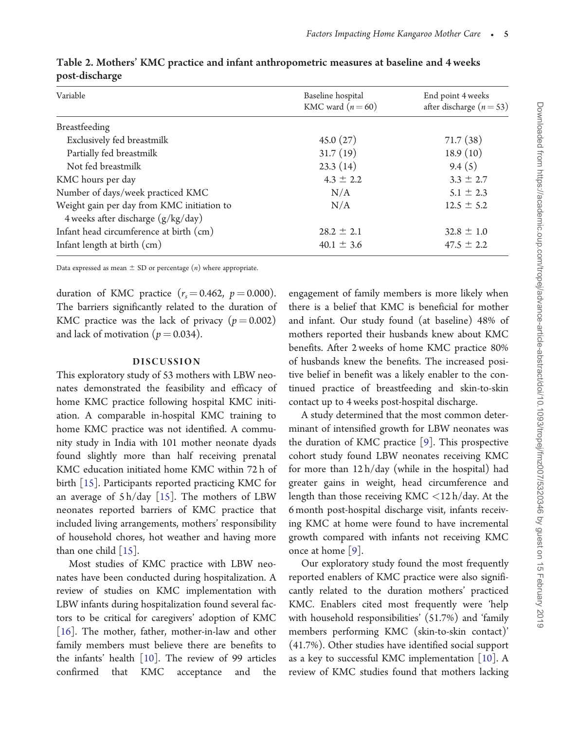**Table 2. Mothers' KMC practice and infant anthropometric measures at baseline and 4 weeks post-discharge**

| Variable | Baseline hospital KMC ward ($n = 60$) | End point 4 weeks after discharge ($n = 53$) |
|---|---|---|
| Breastfeeding | | |
| Exclusively fed breastmilk | 45.0 (27) | 71.7 (38) |
| Partially fed breastmilk | 31.7 (19) | 18.9 (10) |
| Not fed breastmilk | 23.3 (14) | 9.4 (5) |
| KMC hours per day | 4.3 ± 2.2 | 3.3 ± 2.7 |
| Number of days/week practiced KMC | N/A | 5.1 ± 2.3 |
| Weight gain per day from KMC initiation to 4 weeks after discharge (g/kg/day) | N/A | 12.5 ± 5.2 |
| Infant head circumference at birth (cm) | 28.2 ± 2.1 | 32.8 ± 1.0 |
| Infant length at birth (cm) | 40.1 ± 3.6 | 47.5 ± 2.2 |

Data expressed as mean ± SD or percentage ($n$) where appropriate.

duration of KMC practice ($r_s = 0.462$, $p = 0.000$). The barriers significantly related to the duration of KMC practice was the lack of privacy ($p = 0.002$) and lack of motivation ($p = 0.034$).

## DISCUSSION

This exploratory study of 53 mothers with LBW neonates demonstrated the feasibility and efficacy of home KMC practice following hospital KMC initiation. A comparable in-hospital KMC training to home KMC practice was not identified. A community study in India with 101 mother neonate dyads found slightly more than half receiving prenatal KMC education initiated home KMC within 72 h of birth [15]. Participants reported practicing KMC for an average of 5 h/day [15]. The mothers of LBW neonates reported barriers of KMC practice that included living arrangements, mothers' responsibility of household chores, hot weather and having more than one child [15].

Most studies of KMC practice with LBW neonates have been conducted during hospitalization. A review of studies on KMC implementation with LBW infants during hospitalization found several factors to be critical for caregivers' adoption of KMC [16]. The mother, father, mother-in-law and other family members must believe there are benefits to the infants' health [10]. The review of 99 articles confirmed that KMC acceptance and the engagement of family members is more likely when there is a belief that KMC is beneficial for mother and infant. Our study found (at baseline) 48% of mothers reported their husbands knew about KMC benefits. After 2 weeks of home KMC practice 80% of husbands knew the benefits. The increased positive belief in benefit was a likely enabler to the continued practice of breastfeeding and skin-to-skin contact up to 4 weeks post-hospital discharge.

A study determined that the most common determinant of intensified growth for LBW neonates was the duration of KMC practice [9]. This prospective cohort study found LBW neonates receiving KMC for more than 12 h/day (while in the hospital) had greater gains in weight, head circumference and length than those receiving KMC <12 h/day. At the 6 month post-hospital discharge visit, infants receiving KMC at home were found to have incremental growth compared with infants not receiving KMC once at home [9].

Our exploratory study found the most frequently reported enablers of KMC practice were also significantly related to the duration mothers' practiced KMC. Enablers cited most frequently were 'help with household responsibilities' (51.7%) and 'family members performing KMC (skin-to-skin contact)' (41.7%). Other studies have identified social support as a key to successful KMC implementation [10]. A review of KMC studies found that mothers lacking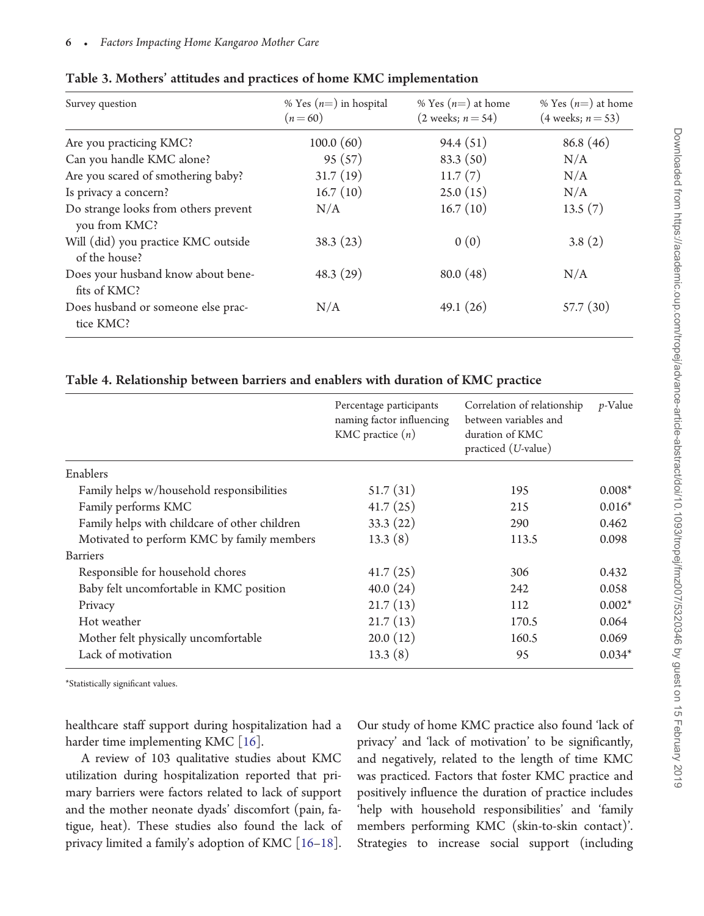**Table 3. Mothers' attitudes and practices of home KMC implementation**

| Survey question | % Yes (n=) in hospital (n = 60) | % Yes (n=) at home (2 weeks; n = 54) | % Yes (n=) at home (4 weeks; n = 53) |
|---|---|---|---|
| Are you practicing KMC? | 100.0 (60) | 94.4 (51) | 86.8 (46) |
| Can you handle KMC alone? | 95 (57) | 83.3 (50) | N/A |
| Are you scared of smothering baby? | 31.7 (19) | 11.7 (7) | N/A |
| Is privacy a concern? | 16.7 (10) | 25.0 (15) | N/A |
| Do strange looks from others prevent you from KMC? | N/A | 16.7 (10) | 13.5 (7) |
| Will (did) you practice KMC outside of the house? | 38.3 (23) | 0 (0) | 3.8 (2) |
| Does your husband know about benefits of KMC? | 48.3 (29) | 80.0 (48) | N/A |
| Does husband or someone else practice KMC? | N/A | 49.1 (26) | 57.7 (30) |

**Table 4. Relationship between barriers and enablers with duration of KMC practice**

| | Percentage participants naming factor influencing KMC practice (n) | Correlation of relationship between variables and duration of KMC practiced (U-value) | p-Value |
|---|---|---|---|
| Enablers | | | |
| Family helps w/household responsibilities | 51.7 (31) | 195 | 0.008* |
| Family performs KMC | 41.7 (25) | 215 | 0.016* |
| Family helps with childcare of other children | 33.3 (22) | 290 | 0.462 |
| Motivated to perform KMC by family members | 13.3 (8) | 113.5 | 0.098 |
| Barriers | | | |
| Responsible for household chores | 41.7 (25) | 306 | 0.432 |
| Baby felt uncomfortable in KMC position | 40.0 (24) | 242 | 0.058 |
| Privacy | 21.7 (13) | 112 | 0.002* |
| Hot weather | 21.7 (13) | 170.5 | 0.064 |
| Mother felt physically uncomfortable | 20.0 (12) | 160.5 | 0.069 |
| Lack of motivation | 13.3 (8) | 95 | 0.034* |

*Statistically significant values.

healthcare staff support during hospitalization had a harder time implementing KMC [16].

A review of 103 qualitative studies about KMC utilization during hospitalization reported that primary barriers were factors related to lack of support and the mother neonate dyads' discomfort (pain, fatigue, heat). These studies also found the lack of privacy limited a family's adoption of KMC [16–18]. Our study of home KMC practice also found 'lack of privacy' and 'lack of motivation' to be significantly, and negatively, related to the length of time KMC was practiced. Factors that foster KMC practice and positively influence the duration of practice includes 'help with household responsibilities' and 'family members performing KMC (skin-to-skin contact)'. Strategies to increase social support (including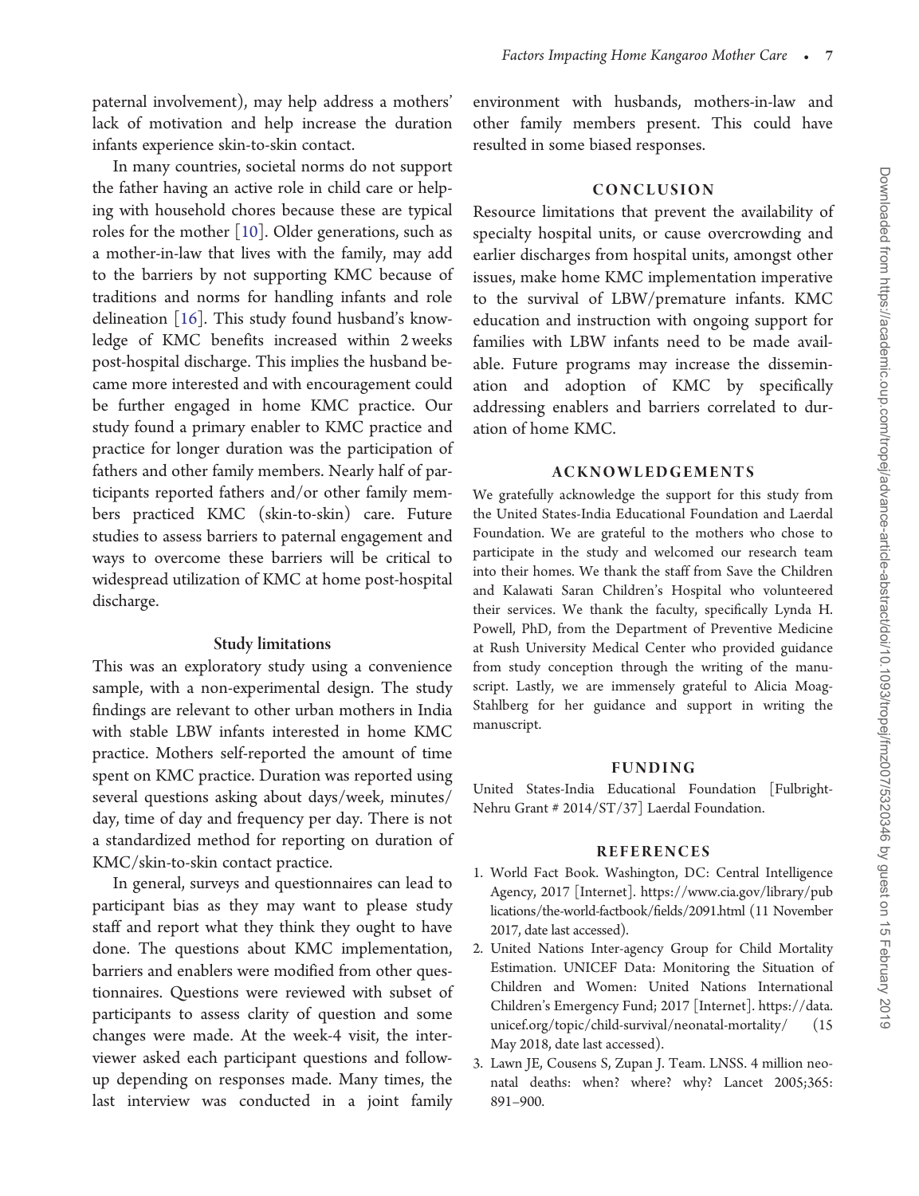paternal involvement), may help address a mothers' lack of motivation and help increase the duration infants experience skin-to-skin contact.

In many countries, societal norms do not support the father having an active role in child care or helping with household chores because these are typical roles for the mother [10]. Older generations, such as a mother-in-law that lives with the family, may add to the barriers by not supporting KMC because of traditions and norms for handling infants and role delineation [16]. This study found husband's knowledge of KMC benefits increased within 2 weeks post-hospital discharge. This implies the husband became more interested and with encouragement could be further engaged in home KMC practice. Our study found a primary enabler to KMC practice and practice for longer duration was the participation of fathers and other family members. Nearly half of participants reported fathers and/or other family members practiced KMC (skin-to-skin) care. Future studies to assess barriers to paternal engagement and ways to overcome these barriers will be critical to widespread utilization of KMC at home post-hospital discharge.

### Study limitations

This was an exploratory study using a convenience sample, with a non-experimental design. The study findings are relevant to other urban mothers in India with stable LBW infants interested in home KMC practice. Mothers self-reported the amount of time spent on KMC practice. Duration was reported using several questions asking about days/week, minutes/day, time of day and frequency per day. There is not a standardized method for reporting on duration of KMC/skin-to-skin contact practice.

In general, surveys and questionnaires can lead to participant bias as they may want to please study staff and report what they think they ought to have done. The questions about KMC implementation, barriers and enablers were modified from other questionnaires. Questions were reviewed with subset of participants to assess clarity of question and some changes were made. At the week-4 visit, the interviewer asked each participant questions and follow-up depending on responses made. Many times, the last interview was conducted in a joint family environment with husbands, mothers-in-law and other family members present. This could have resulted in some biased responses.

## CONCLUSION

Resource limitations that prevent the availability of specialty hospital units, or cause overcrowding and earlier discharges from hospital units, amongst other issues, make home KMC implementation imperative to the survival of LBW/premature infants. KMC education and instruction with ongoing support for families with LBW infants need to be made available. Future programs may increase the dissemination and adoption of KMC by specifically addressing enablers and barriers correlated to duration of home KMC.

## ACKNOWLEDGEMENTS

We gratefully acknowledge the support for this study from the United States-India Educational Foundation and Laerdal Foundation. We are grateful to the mothers who chose to participate in the study and welcomed our research team into their homes. We thank the staff from Save the Children and Kalawati Saran Children's Hospital who volunteered their services. We thank the faculty, specifically Lynda H. Powell, PhD, from the Department of Preventive Medicine at Rush University Medical Center who provided guidance from study conception through the writing of the manuscript. Lastly, we are immensely grateful to Alicia Moag-Stahlberg for her guidance and support in writing the manuscript.

## FUNDING

United States-India Educational Foundation [Fulbright-Nehru Grant # 2014/ST/37] Laerdal Foundation.

## REFERENCES

1. World Fact Book. Washington, DC: Central Intelligence Agency, 2017 [Internet]. https://www.cia.gov/library/publications/the-world-factbook/fields/2091.html (11 November 2017, date last accessed).
2. United Nations Inter-agency Group for Child Mortality Estimation. UNICEF Data: Monitoring the Situation of Children and Women: United Nations International Children's Emergency Fund; 2017 [Internet]. https://data.unicef.org/topic/child-survival/neonatal-mortality/ (15 May 2018, date last accessed).
3. Lawn JE, Cousens S, Zupan J. Team. LNSS. 4 million neonatal deaths: when? where? why? Lancet 2005;365: 891–900.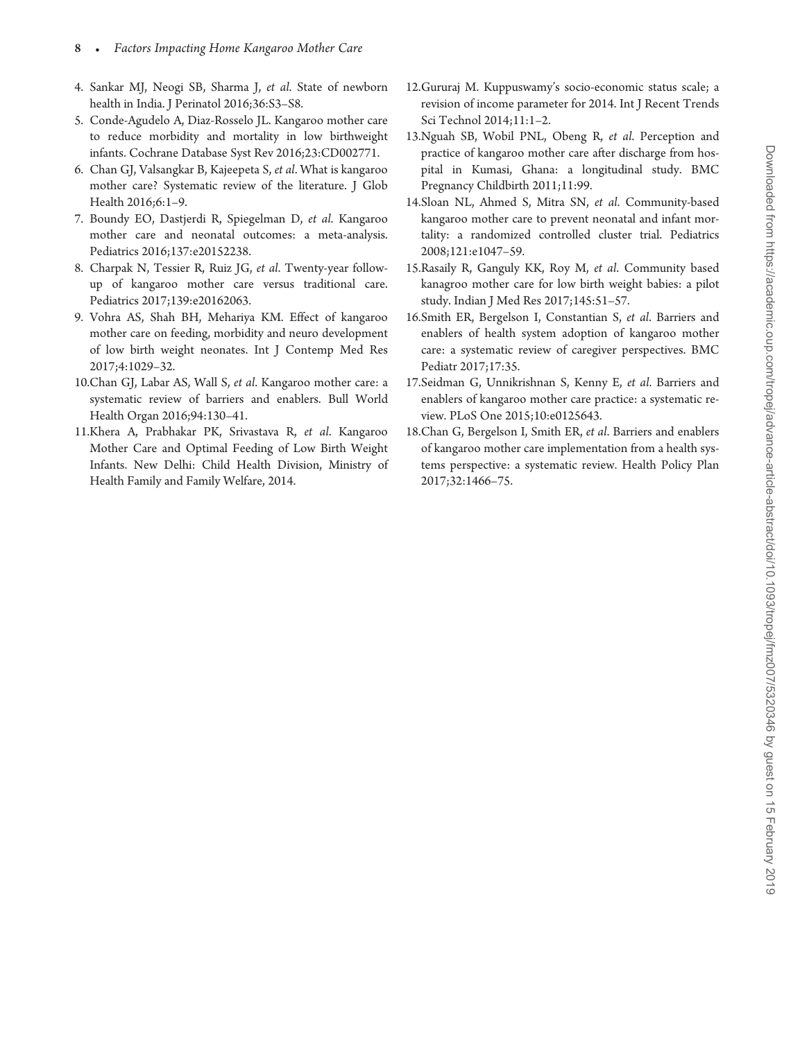4. Sankar MJ, Neogi SB, Sharma J, *et al*. State of newborn health in India. J Perinatol 2016;36:S3–S8.
5. Conde-Agudelo A, Diaz-Rosselo JL. Kangaroo mother care to reduce morbidity and mortality in low birthweight infants. Cochrane Database Syst Rev 2016;23:CD002771.
6. Chan GJ, Valsangkar B, Kajeepeta S, *et al*. What is kangaroo mother care? Systematic review of the literature. J Glob Health 2016;6:1–9.
7. Boundy EO, Dastjerdi R, Spiegelman D, *et al*. Kangaroo mother care and neonatal outcomes: a meta-analysis. Pediatrics 2016;137:e20152238.
8. Charpak N, Tessier R, Ruiz JG, *et al*. Twenty-year follow-up of kangaroo mother care versus traditional care. Pediatrics 2017;139:e20162063.
9. Vohra AS, Shah BH, Mehariya KM. Effect of kangaroo mother care on feeding, morbidity and neuro development of low birth weight neonates. Int J Contemp Med Res 2017;4:1029–32.
10. Chan GJ, Labar AS, Wall S, *et al*. Kangaroo mother care: a systematic review of barriers and enablers. Bull World Health Organ 2016;94:130–41.
11. Khera A, Prabhakar PK, Srivastava R, *et al*. Kangaroo Mother Care and Optimal Feeding of Low Birth Weight Infants. New Delhi: Child Health Division, Ministry of Health Family and Family Welfare, 2014.
12. Gururaj M. Kuppuswamy's socio-economic status scale; a revision of income parameter for 2014. Int J Recent Trends Sci Technol 2014;11:1–2.
13. Nguah SB, Wobil PNL, Obeng R, *et al*. Perception and practice of kangaroo mother care after discharge from hospital in Kumasi, Ghana: a longitudinal study. BMC Pregnancy Childbirth 2011;11:99.
14. Sloan NL, Ahmed S, Mitra SN, *et al*. Community-based kangaroo mother care to prevent neonatal and infant mortality: a randomized controlled cluster trial. Pediatrics 2008;121:e1047–59.
15. Rasaily R, Ganguly KK, Roy M, *et al*. Community based kanagroo mother care for low birth weight babies: a pilot study. Indian J Med Res 2017;145:51–57.
16. Smith ER, Bergelson I, Constantian S, *et al*. Barriers and enablers of health system adoption of kangaroo mother care: a systematic review of caregiver perspectives. BMC Pediatr 2017;17:35.
17. Seidman G, Unnikrishnan S, Kenny E, *et al*. Barriers and enablers of kangaroo mother care practice: a systematic review. PLoS One 2015;10:e0125643.
18. Chan G, Bergelson I, Smith ER, *et al*. Barriers and enablers of kangaroo mother care implementation from a health systems perspective: a systematic review. Health Policy Plan 2017;32:1466–75.